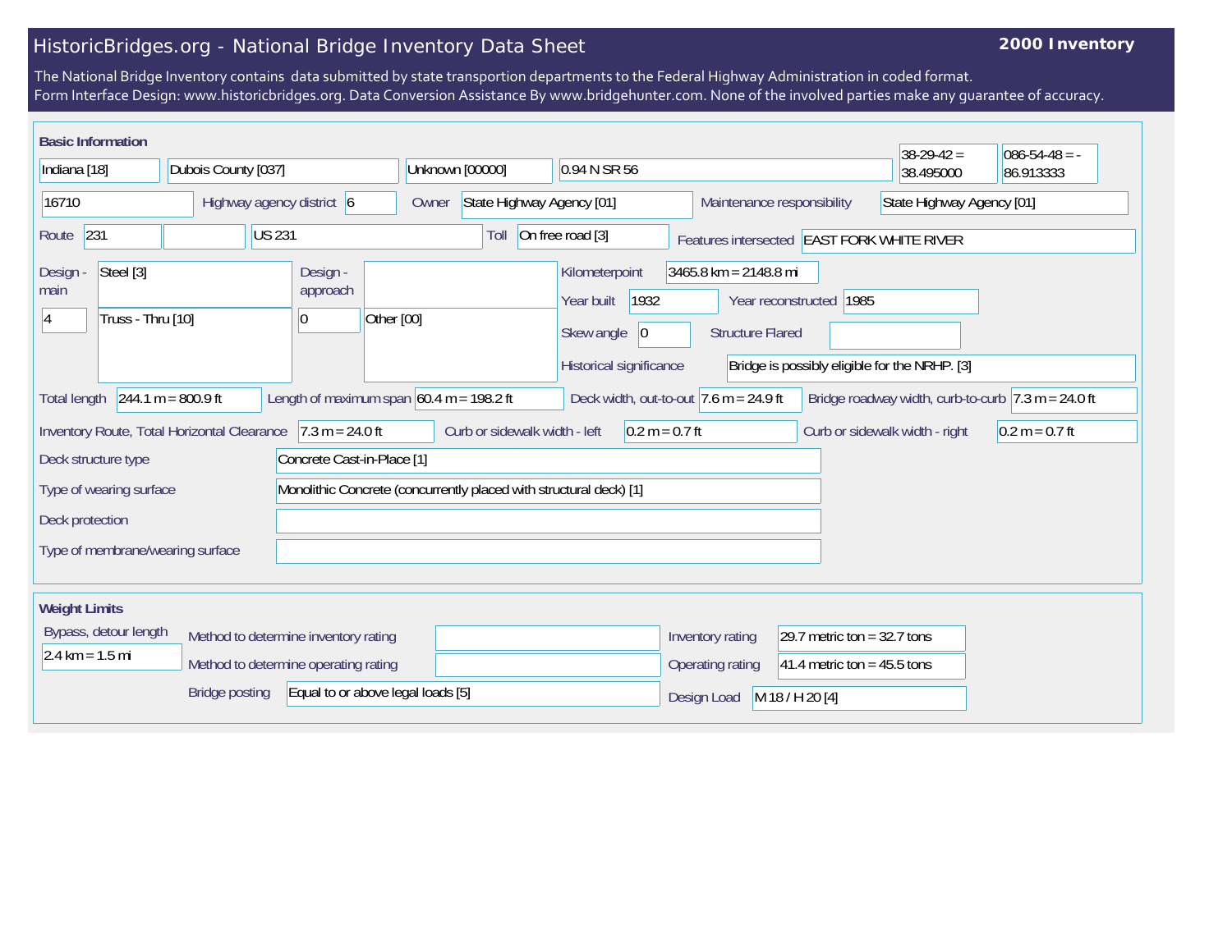# HistoricBridges.org - National Bridge Inventory Data Sheet

**2000 Inventory**

The National Bridge Inventory contains data submitted by state transportion departments to the Federal Highway Administration in coded format.
Form Interface Design: www.historicbridges.org. Data Conversion Assistance By www.bridgehunter.com. None of the involved parties make any guarantee of accuracy.

## Basic Information

| | |
|---|---|
| State | Indiana [18] |
| County | Dubois County [037] |
| Place | Unknown [00000] |
| Location | 0.94 N SR 56 |
| Latitude | 38-29-42 = 38.495000 |
| Longitude | 086-54-48 = -86.913333 |
| Structure number | 16710 |
| Highway agency district | 6 |
| Owner | State Highway Agency [01] |
| Maintenance responsibility | State Highway Agency [01] |
| Route | 231 |
| Route name | US 231 |
| Toll | On free road [3] |
| Features intersected | EAST FORK WHITE RIVER |
| Design - main | Steel [3] |
| Design - main (number of spans) | 4 |
| Design - main (type) | Truss - Thru [10] |
| Design - approach | |
| Design - approach (number of spans) | 0 |
| Design - approach (type) | Other [00] |
| Kilometerpoint | 3465.8 km = 2148.8 mi |
| Year built | 1932 |
| Year reconstructed | 1985 |
| Skew angle | 0 |
| Structure Flared | |
| Historical significance | Bridge is possibly eligible for the NRHP. [3] |
| Total length | 244.1 m = 800.9 ft |
| Length of maximum span | 60.4 m = 198.2 ft |
| Deck width, out-to-out | 7.6 m = 24.9 ft |
| Bridge roadway width, curb-to-curb | 7.3 m = 24.0 ft |
| Inventory Route, Total Horizontal Clearance | 7.3 m = 24.0 ft |
| Curb or sidewalk width - left | 0.2 m = 0.7 ft |
| Curb or sidewalk width - right | 0.2 m = 0.7 ft |
| Deck structure type | Concrete Cast-in-Place [1] |
| Type of wearing surface | Monolithic Concrete (concurrently placed with structural deck) [1] |
| Deck protection | |
| Type of membrane/wearing surface | |

## Weight Limits

| | |
|---|---|
| Bypass, detour length | 2.4 km = 1.5 mi |
| Method to determine inventory rating | |
| Method to determine operating rating | |
| Bridge posting | Equal to or above legal loads [5] |
| Inventory rating | 29.7 metric ton = 32.7 tons |
| Operating rating | 41.4 metric ton = 45.5 tons |
| Design Load | M 18 / H 20 [4] |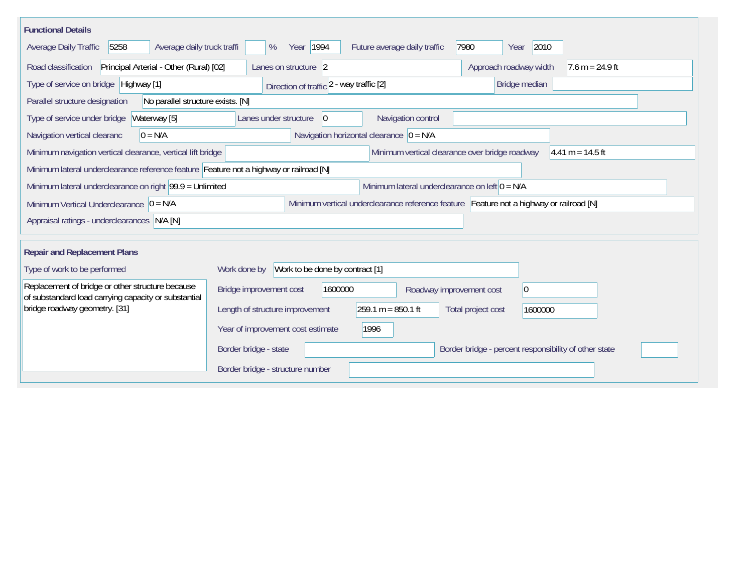## Functional Details

| Field | Value |
| --- | --- |
| Average Daily Traffic | 5258 |
| Average daily truck traffi | % |
| Year | 1994 |
| Future average daily traffic | 7980 |
| Year | 2010 |
| Road classification | Principal Arterial - Other (Rural) [02] |
| Lanes on structure | 2 |
| Approach roadway width | 7.6 m = 24.9 ft |
| Type of service on bridge | Highway [1] |
| Direction of traffic | 2 - way traffic [2] |
| Bridge median | |
| Parallel structure designation | No parallel structure exists. [N] |
| Type of service under bridge | Waterway [5] |
| Lanes under structure | 0 |
| Navigation control | |
| Navigation vertical clearanc | 0 = N/A |
| Navigation horizontal clearance | 0 = N/A |
| Minimum navigation vertical clearance, vertical lift bridge | |
| Minimum vertical clearance over bridge roadway | 4.41 m = 14.5 ft |
| Minimum lateral underclearance reference feature | Feature not a highway or railroad [N] |
| Minimum lateral underclearance on right | 99.9 = Unlimited |
| Minimum lateral underclearance on left | 0 = N/A |
| Minimum Vertical Underclearance | 0 = N/A |
| Minimum vertical underclearance reference feature | Feature not a highway or railroad [N] |
| Appraisal ratings - underclearances | N/A [N] |

## Repair and Replacement Plans

**Type of work to be performed**

Replacement of bridge or other structure because of substandard load carrying capacity or substantial bridge roadway geometry. [31]

| Field | Value |
| --- | --- |
| Work done by | Work to be done by contract [1] |
| Bridge improvement cost | 1600000 |
| Roadway improvement cost | 0 |
| Length of structure improvement | 259.1 m = 850.1 ft |
| Total project cost | 1600000 |
| Year of improvement cost estimate | 1996 |
| Border bridge - state | |
| Border bridge - percent responsibility of other state | |
| Border bridge - structure number | |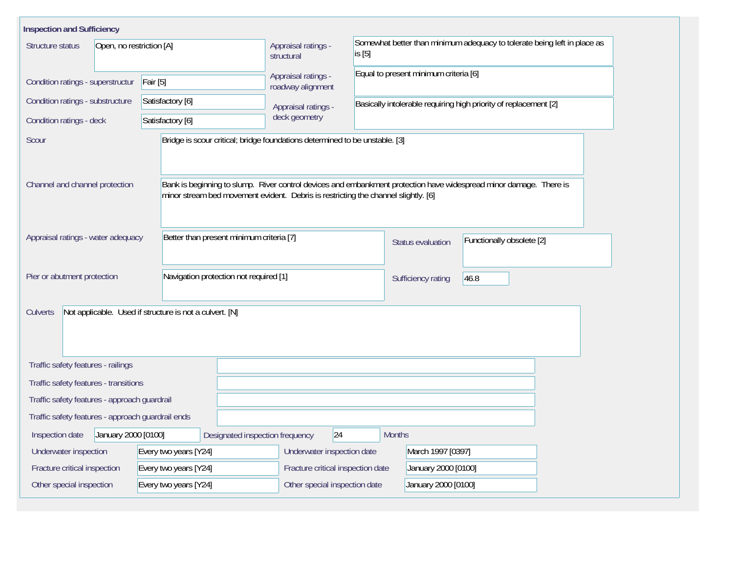## Inspection and Sufficiency

| | |
|---|---|
| Structure status | Open, no restriction [A] |
| Appraisal ratings - structural | Somewhat better than minimum adequacy to tolerate being left in place as is [5] |
| Condition ratings - superstructur | Fair [5] |
| Appraisal ratings - roadway alignment | Equal to present minimum criteria [6] |
| Condition ratings - substructure | Satisfactory [6] |
| Appraisal ratings - deck geometry | Basically intolerable requiring high priority of replacement [2] |
| Condition ratings - deck | Satisfactory [6] |
| Scour | Bridge is scour critical; bridge foundations determined to be unstable. [3] |
| Channel and channel protection | Bank is beginning to slump. River control devices and embankment protection have widespread minor damage. There is minor stream bed movement evident. Debris is restricting the channel slightly. [6] |
| Appraisal ratings - water adequacy | Better than present minimum criteria [7] |
| Status evaluation | Functionally obsolete [2] |
| Pier or abutment protection | Navigation protection not required [1] |
| Sufficiency rating | 46.8 |
| Culverts | Not applicable. Used if structure is not a culvert. [N] |
| Traffic safety features - railings | |
| Traffic safety features - transitions | |
| Traffic safety features - approach guardrail | |
| Traffic safety features - approach guardrail ends | |
| Inspection date | January 2000 [0100] |
| Designated inspection frequency | 24 Months |
| Underwater inspection | Every two years [Y24] |
| Underwater inspection date | March 1997 [0397] |
| Fracture critical inspection | Every two years [Y24] |
| Fracture critical inspection date | January 2000 [0100] |
| Other special inspection | Every two years [Y24] |
| Other special inspection date | January 2000 [0100] |